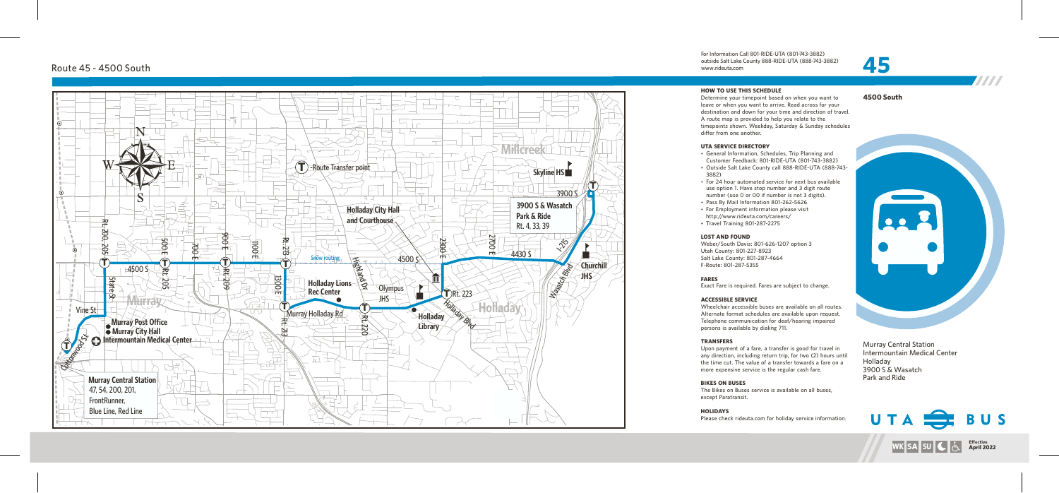# Route 45 - 4500 South

Millcreek

Skyline HS

Route Transfer point

3900 S

3900 S & Wasatch Park & Ride
Rt. 4, 33, 39

Holladay City Hall and Courthouse

Rt. 200, 205

500 E

700 E

900 E

1100 E

Rt. 213

Snow routing

Highland Dr

4500 S

2300 E

2700 E

4430 S

I-215

Wasatch Blvd

Churchill JHS

4500 S

Rt. 205

Rt. 209

1300 E

Holladay Lions Rec Center

Olympus JHS

Rt. 223

Holladay

State St

Murray

Murray Holladay Rd

Rt. 220

Holladay Library

Holladay Blvd

Vine St

Murray Post Office

Murray City Hall

Intermountain Medical Center

Rt. 213

Cottonwood St

Murray Central Station
47, 54, 200, 201,
FrontRunner,
Blue Line, Red Line

For Information Call 801-RIDE-UTA (801-743-3882)
outside Salt Lake County 888-RIDE-UTA (888-743-3882)
www.rideuta.com

# 45

## 4500 South

### HOW TO USE THIS SCHEDULE

Determine your timepoint based on when you want to leave or when you want to arrive. Read across for your destination and down for your time and direction of travel. A route map is provided to help you relate to the timepoints shown. Weekday, Saturday & Sunday schedules differ from one another.

### UTA SERVICE DIRECTORY

- General Information, Schedules, Trip Planning and Customer Feedback: 801-RIDE-UTA (801-743-3882)
- Outside Salt Lake County call 888-RIDE-UTA (888-743-3882)
- For 24 hour automated service for next bus available use option 1. Have stop number and 3 digit route number (use 0 or 00 if number is not 3 digits).
- Pass By Mail Information 801-262-5626
- For Employment information please visit http://www.rideuta.com/careers/
- Travel Training 801-287-2275

### LOST AND FOUND

Weber/South Davis: 801-626-1207 option 3
Utah County: 801-227-8923
Salt Lake County: 801-287-4664
F-Route: 801-287-5355

### FARES

Exact Fare is required. Fares are subject to change.

### ACCESSIBLE SERVICE

Wheelchair accessible buses are available on all routes. Alternate format schedules are available upon request. Telephone communication for deaf/hearing impaired persons is available by dialing 711.

### TRANSFERS

Upon payment of a fare, a transfer is good for travel in any direction, including return trip, for two (2) hours until the time cut. The value of a transfer towards a fare on a more expensive service is the regular cash fare.

### BIKES ON BUSES

The Bikes on Buses service is available on all buses, except Paratransit.

### HOLIDAYS

Please check rideuta.com for holiday service information.

Murray Central Station
Intermountain Medical Center
Holladay
3900 S & Wasatch
Park and Ride

UTA BUS

WK SA SU

Effective April 2022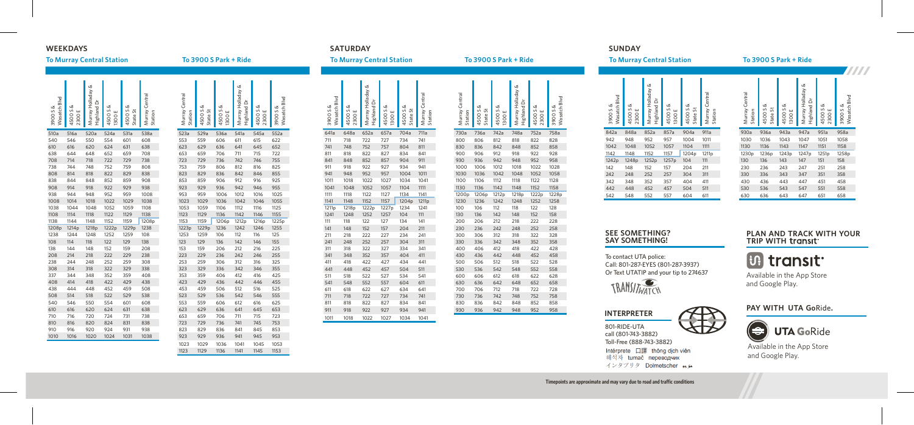## WEEKDAYS

### To Murray Central Station

| 3900 S & Wasatch Blvd | 4500 S & 2300 E | Murray Holladay & Highland Dr | 4500 S & 1300 E | 4500 S & State St | Murray Central Station |
|---|---|---|---|---|---|
| 510a | 516a | 520a | 524a | 531a | 538a |
| 540 | 546 | 550 | 554 | 601 | 608 |
| 610 | 616 | 620 | 624 | 631 | 638 |
| 638 | 644 | 648 | 652 | 659 | 708 |
| 708 | 714 | 718 | 722 | 729 | 738 |
| 738 | 744 | 748 | 752 | 759 | 808 |
| 808 | 814 | 818 | 822 | 829 | 838 |
| 838 | 844 | 848 | 852 | 859 | 908 |
| 908 | 914 | 918 | 922 | 929 | 938 |
| 938 | 944 | 948 | 952 | 959 | 1008 |
| 1008 | 1014 | 1018 | 1022 | 1029 | 1038 |
| 1038 | 1044 | 1048 | 1052 | 1059 | 1108 |
| 1108 | 1114 | 1118 | 1122 | 1129 | 1138 |
| 1138 | 1144 | 1148 | 1152 | 1159 | 1208p |
| 1208p | 1214p | 1218p | 1222p | 1229p | 1238 |
| 1238 | 1244 | 1248 | 1252 | 1259 | 108 |
| 108 | 114 | 118 | 122 | 129 | 138 |
| 138 | 144 | 148 | 152 | 159 | 208 |
| 208 | 214 | 218 | 222 | 229 | 238 |
| 238 | 244 | 248 | 252 | 259 | 308 |
| 308 | 314 | 318 | 322 | 329 | 338 |
| 337 | 344 | 348 | 352 | 359 | 408 |
| 408 | 414 | 418 | 422 | 429 | 438 |
| 438 | 444 | 448 | 452 | 459 | 508 |
| 508 | 514 | 518 | 522 | 529 | 538 |
| 540 | 546 | 550 | 554 | 601 | 608 |
| 610 | 616 | 620 | 624 | 631 | 638 |
| 710 | 716 | 720 | 724 | 731 | 738 |
| 810 | 816 | 820 | 824 | 831 | 838 |
| 910 | 916 | 920 | 924 | 931 | 938 |
| 1010 | 1016 | 1020 | 1024 | 1031 | 1038 |

### To 3900 S Park + Ride

| Murray Central Station | 4500 S & State St | 4500 S & 1300 E | Murray Holladay & Highland Dr | 4500 S & 2300 E | 3900 S & Wasatch Blvd |
|---|---|---|---|---|---|
| 523a | 529a | 536a | 541a | 545a | 552a |
| 553 | 559 | 606 | 611 | 615 | 622 |
| 623 | 629 | 636 | 641 | 645 | 652 |
| 653 | 659 | 706 | 711 | 715 | 722 |
| 723 | 729 | 736 | 742 | 746 | 755 |
| 753 | 759 | 806 | 812 | 816 | 825 |
| 823 | 829 | 836 | 842 | 846 | 855 |
| 853 | 859 | 906 | 912 | 916 | 925 |
| 923 | 929 | 936 | 942 | 946 | 955 |
| 953 | 959 | 1006 | 1012 | 1016 | 1025 |
| 1023 | 1029 | 1036 | 1042 | 1046 | 1055 |
| 1053 | 1059 | 1106 | 1112 | 1116 | 1125 |
| 1123 | 1129 | 1136 | 1142 | 1146 | 1155 |
| 1153 | 1159 | 1206p | 1212p | 1216p | 1225p |
| 1223p | 1229p | 1236 | 1242 | 1246 | 1255 |
| 1253 | 1259 | 106 | 112 | 116 | 125 |
| 123 | 129 | 136 | 142 | 146 | 155 |
| 153 | 159 | 206 | 212 | 216 | 225 |
| 223 | 229 | 236 | 242 | 246 | 255 |
| 253 | 259 | 306 | 312 | 316 | 325 |
| 323 | 329 | 336 | 342 | 346 | 355 |
| 353 | 359 | 406 | 412 | 416 | 425 |
| 423 | 429 | 436 | 442 | 446 | 455 |
| 453 | 459 | 506 | 512 | 516 | 525 |
| 523 | 529 | 536 | 542 | 546 | 555 |
| 553 | 559 | 606 | 612 | 616 | 625 |
| 623 | 629 | 636 | 641 | 645 | 653 |
| 653 | 659 | 706 | 711 | 715 | 723 |
| 723 | 729 | 736 | 741 | 745 | 753 |
| 823 | 829 | 836 | 841 | 845 | 853 |
| 923 | 929 | 936 | 941 | 945 | 953 |
| 1023 | 1029 | 1036 | 1041 | 1045 | 1053 |
| 1123 | 1129 | 1136 | 1141 | 1145 | 1153 |

## SATURDAY

### To Murray Central Station

| 3900 S & Wasatch Blvd | 4500 S & 2300 E | Murray Holladay & Highland Dr | 4500 S & 1300 E | 4500 S & State St | Murray Central Station |
|---|---|---|---|---|---|
| 641a | 648a | 652a | 657a | 704a | 711a |
| 711 | 718 | 722 | 727 | 734 | 741 |
| 741 | 748 | 752 | 757 | 804 | 811 |
| 811 | 818 | 822 | 827 | 834 | 841 |
| 841 | 848 | 852 | 857 | 904 | 911 |
| 911 | 918 | 922 | 927 | 934 | 941 |
| 941 | 948 | 952 | 957 | 1004 | 1011 |
| 1011 | 1018 | 1022 | 1027 | 1034 | 1041 |
| 1041 | 1048 | 1052 | 1057 | 1104 | 1111 |
| 1111 | 1118 | 1122 | 1127 | 1134 | 1141 |
| 1141 | 1148 | 1152 | 1157 | 1204p | 1211p |
| 1211p | 1218p | 1222p | 1227p | 1234 | 1241 |
| 1241 | 1248 | 1252 | 1257 | 104 | 111 |
| 111 | 118 | 122 | 127 | 134 | 141 |
| 141 | 148 | 152 | 157 | 204 | 211 |
| 211 | 218 | 222 | 227 | 234 | 241 |
| 241 | 248 | 252 | 257 | 304 | 311 |
| 311 | 318 | 322 | 327 | 334 | 341 |
| 341 | 348 | 352 | 357 | 404 | 411 |
| 411 | 418 | 422 | 427 | 434 | 441 |
| 441 | 448 | 452 | 457 | 504 | 511 |
| 511 | 518 | 522 | 527 | 534 | 541 |
| 541 | 548 | 552 | 557 | 604 | 611 |
| 611 | 618 | 622 | 627 | 634 | 641 |
| 711 | 718 | 722 | 727 | 734 | 741 |
| 811 | 818 | 822 | 827 | 834 | 841 |
| 911 | 918 | 922 | 927 | 934 | 941 |
| 1011 | 1018 | 1022 | 1027 | 1034 | 1041 |

### To 3900 S Park + Ride

| Murray Central Station | 4500 S & State St | 4500 S & 1300 E | Murray Holladay & Highland Dr | 4500 S & 2300 E | 3900 S & Wasatch Blvd |
|---|---|---|---|---|---|
| 730a | 736a | 742a | 748a | 752a | 758a |
| 800 | 806 | 812 | 818 | 822 | 828 |
| 830 | 836 | 842 | 848 | 852 | 858 |
| 900 | 906 | 912 | 918 | 922 | 928 |
| 930 | 936 | 942 | 948 | 952 | 958 |
| 1000 | 1006 | 1012 | 1018 | 1022 | 1028 |
| 1030 | 1036 | 1042 | 1048 | 1052 | 1058 |
| 1100 | 1106 | 1112 | 1118 | 1122 | 1128 |
| 1130 | 1136 | 1142 | 1148 | 1152 | 1158 |
| 1200p | 1206p | 1212p | 1218p | 1222p | 1228p |
| 1230 | 1236 | 1242 | 1248 | 1252 | 1258 |
| 100 | 106 | 112 | 118 | 122 | 128 |
| 130 | 136 | 142 | 148 | 152 | 158 |
| 200 | 206 | 212 | 218 | 222 | 228 |
| 230 | 236 | 242 | 248 | 252 | 258 |
| 300 | 306 | 312 | 318 | 322 | 328 |
| 330 | 336 | 342 | 348 | 352 | 358 |
| 400 | 406 | 412 | 418 | 422 | 428 |
| 430 | 436 | 442 | 448 | 452 | 458 |
| 500 | 506 | 512 | 518 | 522 | 528 |
| 530 | 536 | 542 | 548 | 552 | 558 |
| 600 | 606 | 612 | 618 | 622 | 628 |
| 630 | 636 | 642 | 648 | 652 | 658 |
| 700 | 706 | 712 | 718 | 722 | 728 |
| 730 | 736 | 742 | 748 | 752 | 758 |
| 830 | 836 | 842 | 848 | 852 | 858 |
| 930 | 936 | 942 | 948 | 952 | 958 |

## SUNDAY

### To Murray Central Station

| 3900 S & Wasatch Blvd | 4500 S & 2300 E | Murray Holladay & Highland Dr | 4500 S & 1300 E | 4500 S & State St | Murray Central Station |
|---|---|---|---|---|---|
| 842a | 848a | 852a | 857a | 904a | 911a |
| 942 | 948 | 952 | 957 | 1004 | 1011 |
| 1042 | 1048 | 1052 | 1057 | 1104 | 1111 |
| 1142 | 1148 | 1152 | 1157 | 1204p | 1211p |
| 1242p | 1248p | 1252p | 1257p | 104 | 111 |
| 142 | 148 | 152 | 157 | 204 | 211 |
| 242 | 248 | 252 | 257 | 304 | 311 |
| 342 | 348 | 352 | 357 | 404 | 411 |
| 442 | 448 | 452 | 457 | 504 | 511 |
| 542 | 548 | 552 | 557 | 604 | 611 |

### To 3900 S Park + Ride

| Murray Central Station | 4500 S & State St | 4500 S & 1300 E | Murray Holladay & Highland Dr | 4500 S & 2300 E | 3900 S & Wasatch Blvd |
|---|---|---|---|---|---|
| 930a | 936a | 943a | 947a | 951a | 958a |
| 1030 | 1036 | 1043 | 1047 | 1051 | 1058 |
| 1130 | 1136 | 1143 | 1147 | 1151 | 1158 |
| 1230p | 1236p | 1243p | 1247p | 1251p | 1258p |
| 130 | 136 | 143 | 147 | 151 | 158 |
| 230 | 236 | 243 | 247 | 251 | 258 |
| 330 | 336 | 343 | 347 | 351 | 358 |
| 430 | 436 | 443 | 447 | 451 | 458 |
| 530 | 536 | 543 | 547 | 551 | 558 |
| 630 | 636 | 643 | 647 | 651 | 658 |

## SEE SOMETHING? SAY SOMETHING!

To contact UTA police:
Call: 801-287-EYES (801-287-3937)
Or Text UTATIP and your tip to 274637

TRANSITWATCH

## INTERPRETER

801-RIDE-UTA
call (801-743-3882)
Toll-Free (888-743-3882)
Intérprete 口譯 thông dịch viên
해석자 tumač переводчик
インタプリタ Dolmetscher

## PLAN AND TRACK WITH YOUR TRIP WITH transit

transit

Available in the App Store and Google Play.

## PAY WITH UTA GoRide.

UTA GoRide

Available in the App Store and Google Play.

**Timepoints are approximate and may vary due to road and traffic conditions**